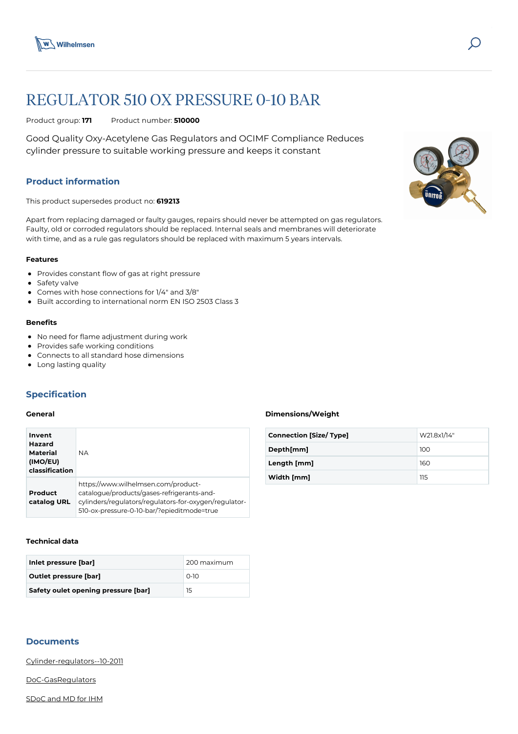# REGULATOR 510 OX PRESSURE 0-10 BAR

Product group: **171** Product number: **510000**

Good Quality Oxy-Acetylene Gas Regulators and OCIMF Compliance Reduces cylinder pressure to suitable working pressure and keeps it constant

## Product information

This product supersedes product no: **619213**

Apart from replacing damaged or faulty gauges, repairs should never be attempted on gas regulators. Faulty, old or corroded regulators should be replaced. Internal seals and membranes will deteriorate with time, and as a rule gas regulators should be replaced with maximum 5 years intervals.

### Features

- Provides constant flow of gas at right pressure
- Safety valve
- Comes with hose connections for 1/4" and 3/8"
- Built according to international norm EN ISO 2503 Class 3

### Benefits

- No need for flame adjustment during work
- Provides safe working conditions
- Connects to all standard hose dimensions
- Long lasting quality

## Specification

### General

| | |
|---|---|
| **Invent Hazard Material (IMO/EU) classification** | NA |
| **Product catalog URL** | https://www.wilhelmsen.com/product-catalogue/products/gases-refrigerants-and-cylinders/regulators/regulators-for-oxygen/regulator-510-ox-pressure-0-10-bar/?epieditmode=true |

### Dimensions/Weight

| | |
|---|---|
| **Connection [Size/ Type]** | W21.8x1/14" |
| **Depth[mm]** | 100 |
| **Length [mm]** | 160 |
| **Width [mm]** | 115 |

### Technical data

| | |
|---|---|
| **Inlet pressure [bar]** | 200 maximum |
| **Outlet pressure [bar]** | 0-10 |
| **Safety oulet opening pressure [bar]** | 15 |

## Documents

Cylinder-regulators--10-2011

DoC-GasRegulators

SDoC and MD for IHM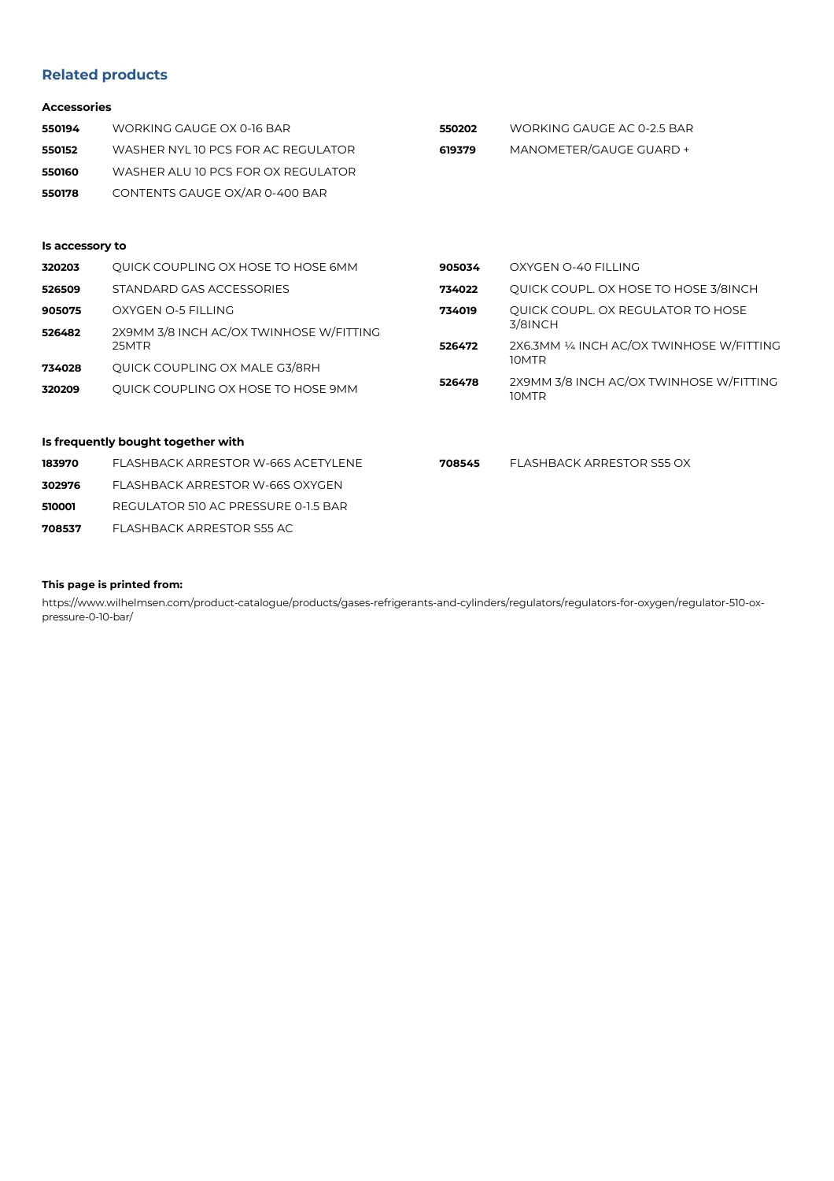## Related products

### Accessories

| | | | |
|---|---|---|---|
| **550194** | WORKING GAUGE OX 0-16 BAR | **550202** | WORKING GAUGE AC 0-2.5 BAR |
| **550152** | WASHER NYL 10 PCS FOR AC REGULATOR | **619379** | MANOMETER/GAUGE GUARD + |
| **550160** | WASHER ALU 10 PCS FOR OX REGULATOR | | |
| **550178** | CONTENTS GAUGE OX/AR 0-400 BAR | | |

### Is accessory to

| | | | |
|---|---|---|---|
| **320203** | QUICK COUPLING OX HOSE TO HOSE 6MM | **905034** | OXYGEN O-40 FILLING |
| **526509** | STANDARD GAS ACCESSORIES | **734022** | QUICK COUPL. OX HOSE TO HOSE 3/8INCH |
| **905075** | OXYGEN O-5 FILLING | **734019** | QUICK COUPL. OX REGULATOR TO HOSE 3/8INCH |
| **526482** | 2X9MM 3/8 INCH AC/OX TWINHOSE W/FITTING 25MTR | **526472** | 2X6.3MM ¼ INCH AC/OX TWINHOSE W/FITTING 10MTR |
| **734028** | QUICK COUPLING OX MALE G3/8RH | **526478** | 2X9MM 3/8 INCH AC/OX TWINHOSE W/FITTING 10MTR |
| **320209** | QUICK COUPLING OX HOSE TO HOSE 9MM | | |

### Is frequently bought together with

| | | | |
|---|---|---|---|
| **183970** | FLASHBACK ARRESTOR W-66S ACETYLENE | **708545** | FLASHBACK ARRESTOR S55 OX |
| **302976** | FLASHBACK ARRESTOR W-66S OXYGEN | | |
| **510001** | REGULATOR 510 AC PRESSURE 0-1.5 BAR | | |
| **708537** | FLASHBACK ARRESTOR S55 AC | | |

**This page is printed from:**

https://www.wilhelmsen.com/product-catalogue/products/gases-refrigerants-and-cylinders/regulators/regulators-for-oxygen/regulator-510-ox-pressure-0-10-bar/